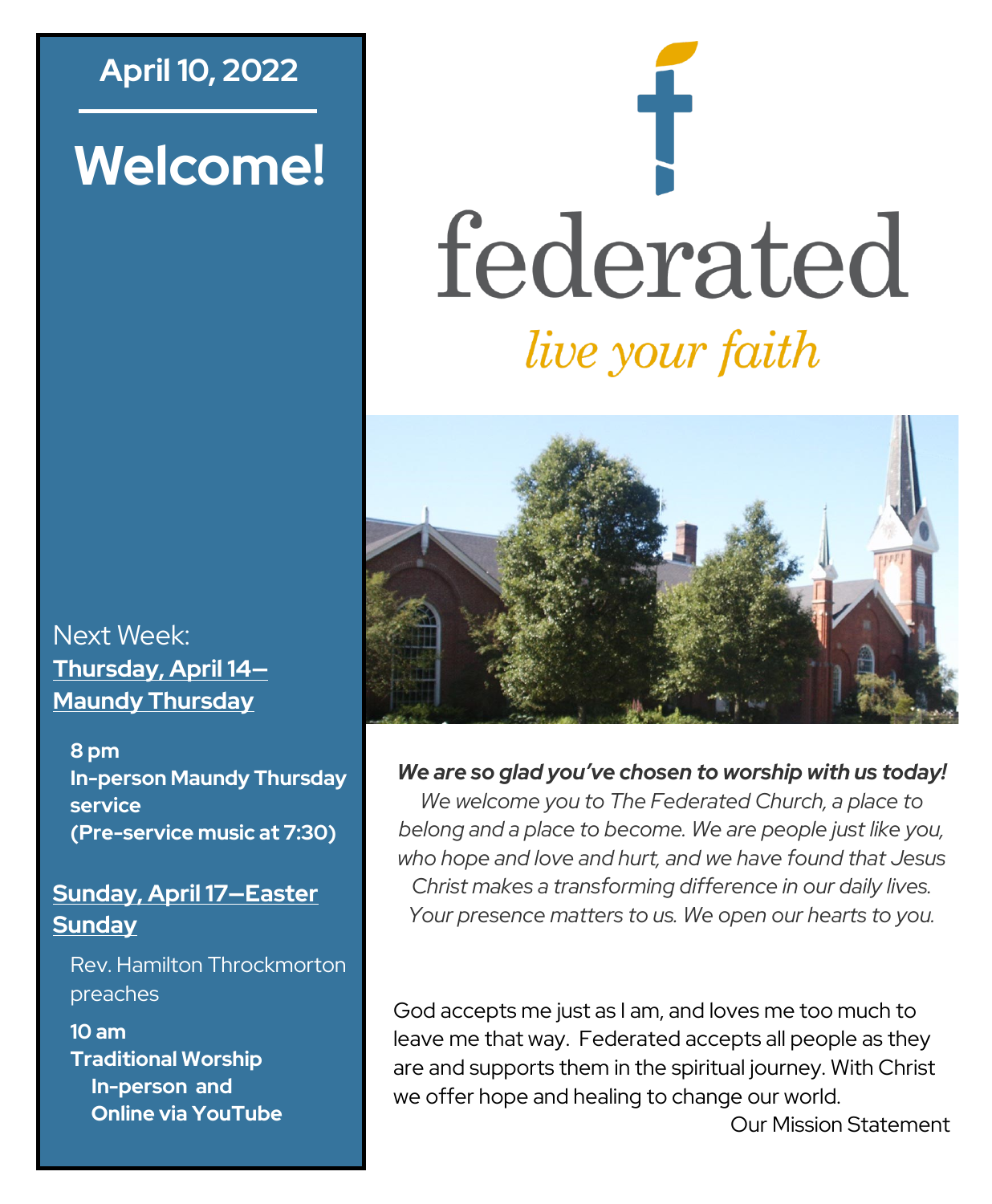**April 10, 2022**

# Welcome!

Next Week:

**Thursday, April 14—Maundy Thursday**

**8 pm**
**In-person Maundy Thursday service**
**(Pre-service music at 7:30)**

**Sunday, April 17—Easter Sunday**

Rev. Hamilton Throckmorton preaches

**10 am**
**Traditional Worship**
**In-person and**
**Online via YouTube**

# federated

*live your faith*

***We are so glad you've chosen to worship with us today!***
*We welcome you to The Federated Church, a place to belong and a place to become. We are people just like you, who hope and love and hurt, and we have found that Jesus Christ makes a transforming difference in our daily lives. Your presence matters to us. We open our hearts to you.*

God accepts me just as I am, and loves me too much to leave me that way. Federated accepts all people as they are and supports them in the spiritual journey. With Christ we offer hope and healing to change our world.

Our Mission Statement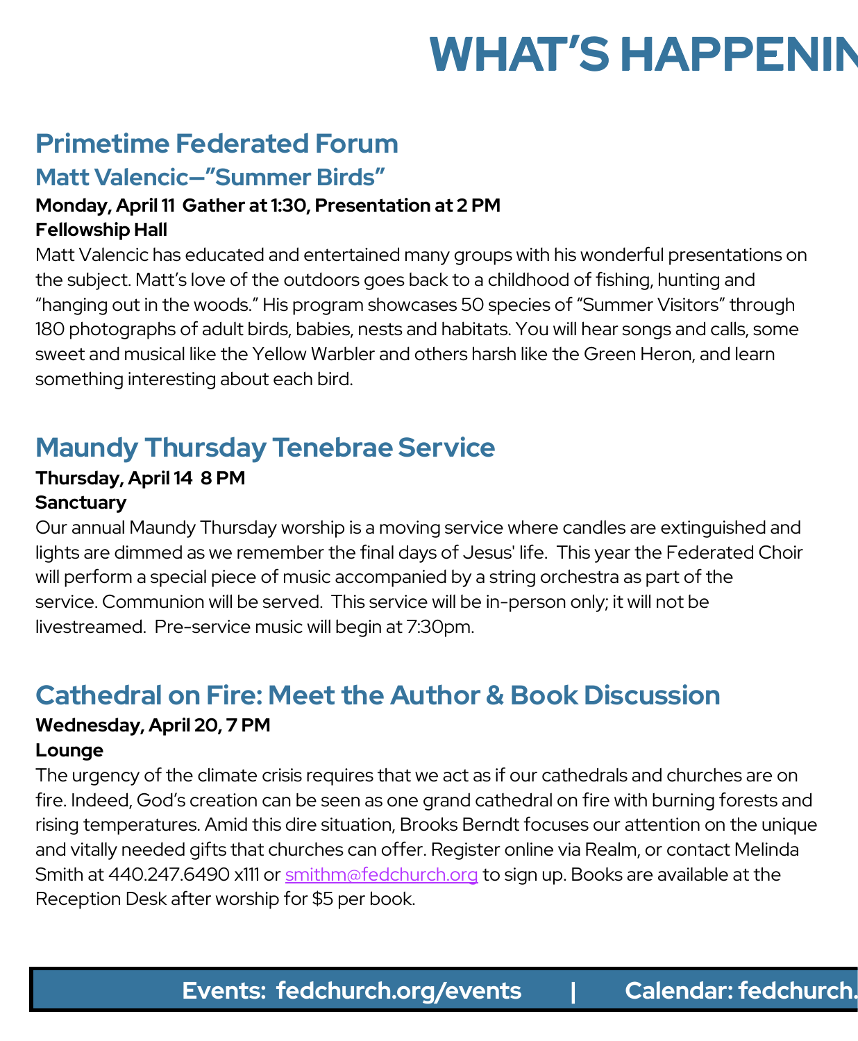# WHAT'S HAPPENIN

## Primetime Federated Forum

### Matt Valencic—"Summer Birds"

**Monday, April 11  Gather at 1:30, Presentation at 2 PM**
**Fellowship Hall**

Matt Valencic has educated and entertained many groups with his wonderful presentations on the subject. Matt's love of the outdoors goes back to a childhood of fishing, hunting and "hanging out in the woods." His program showcases 50 species of "Summer Visitors" through 180 photographs of adult birds, babies, nests and habitats. You will hear songs and calls, some sweet and musical like the Yellow Warbler and others harsh like the Green Heron, and learn something interesting about each bird.

## Maundy Thursday Tenebrae Service

**Thursday, April 14  8 PM**
**Sanctuary**

Our annual Maundy Thursday worship is a moving service where candles are extinguished and lights are dimmed as we remember the final days of Jesus' life. This year the Federated Choir will perform a special piece of music accompanied by a string orchestra as part of the service. Communion will be served. This service will be in-person only; it will not be livestreamed. Pre-service music will begin at 7:30pm.

## Cathedral on Fire: Meet the Author & Book Discussion

**Wednesday, April 20, 7 PM**
**Lounge**

The urgency of the climate crisis requires that we act as if our cathedrals and churches are on fire. Indeed, God's creation can be seen as one grand cathedral on fire with burning forests and rising temperatures. Amid this dire situation, Brooks Berndt focuses our attention on the unique and vitally needed gifts that churches can offer. Register online via Realm, or contact Melinda Smith at 440.247.6490 x111 or smithm@fedchurch.org to sign up. Books are available at the Reception Desk after worship for $5 per book.

**Events: fedchurch.org/events | Calendar: fedchurch.**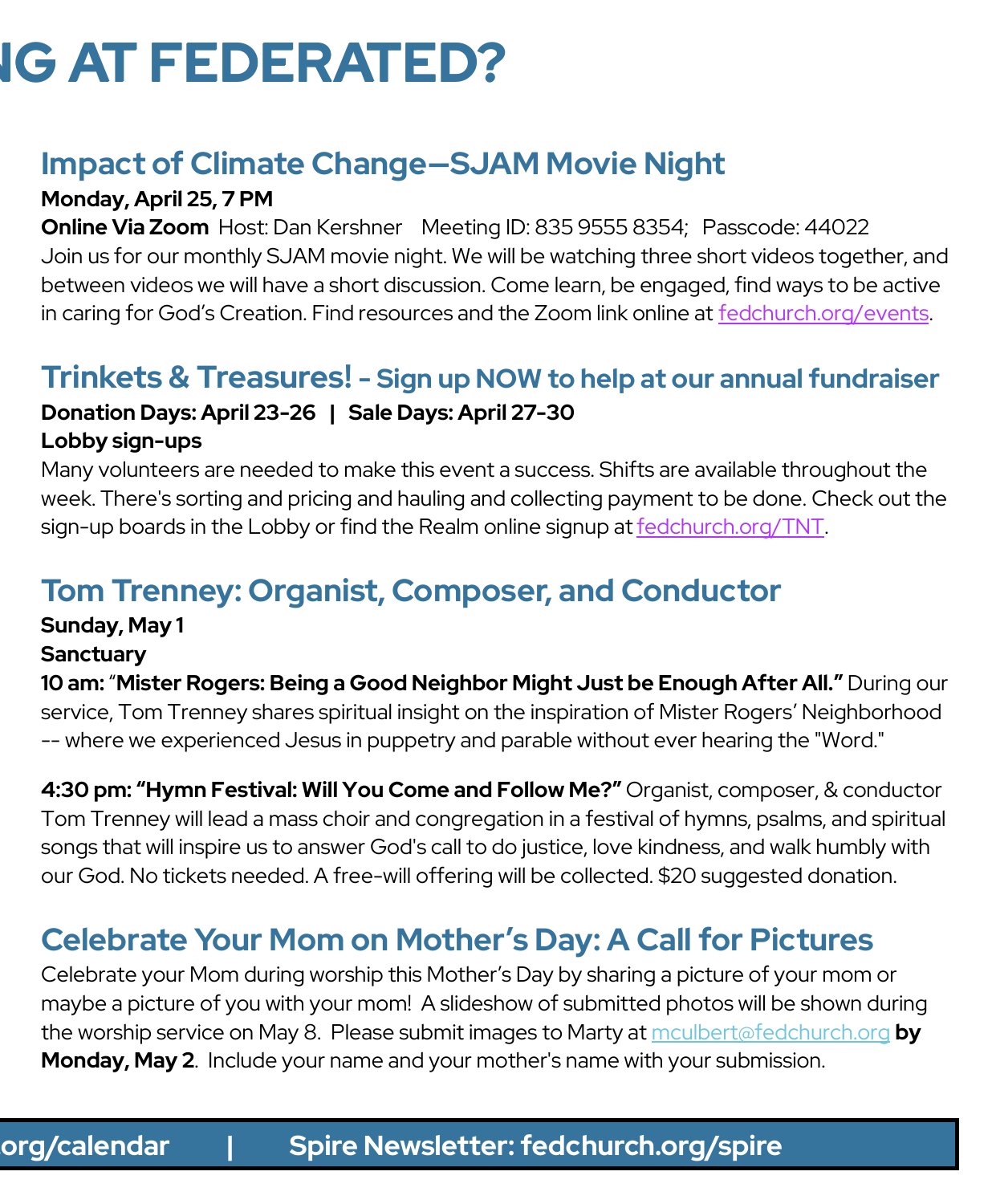# NG AT FEDERATED?

## Impact of Climate Change—SJAM Movie Night

**Monday, April 25, 7 PM**

**Online Via Zoom** Host: Dan Kershner  Meeting ID: 835 9555 8354;  Passcode: 44022

Join us for our monthly SJAM movie night. We will be watching three short videos together, and between videos we will have a short discussion. Come learn, be engaged, find ways to be active in caring for God's Creation. Find resources and the Zoom link online at fedchurch.org/events.

## Trinkets & Treasures! - Sign up NOW to help at our annual fundraiser

**Donation Days: April 23-26 | Sale Days: April 27-30**

**Lobby sign-ups**

Many volunteers are needed to make this event a success. Shifts are available throughout the week. There's sorting and pricing and hauling and collecting payment to be done. Check out the sign-up boards in the Lobby or find the Realm online signup at fedchurch.org/TNT.

## Tom Trenney: Organist, Composer, and Conductor

**Sunday, May 1**

**Sanctuary**

**10 am:** "**Mister Rogers: Being a Good Neighbor Might Just be Enough After All."** During our service, Tom Trenney shares spiritual insight on the inspiration of Mister Rogers' Neighborhood -- where we experienced Jesus in puppetry and parable without ever hearing the "Word."

**4:30 pm: "Hymn Festival: Will You Come and Follow Me?"** Organist, composer, & conductor Tom Trenney will lead a mass choir and congregation in a festival of hymns, psalms, and spiritual songs that will inspire us to answer God's call to do justice, love kindness, and walk humbly with our God. No tickets needed. A free-will offering will be collected. $20 suggested donation.

## Celebrate Your Mom on Mother's Day: A Call for Pictures

Celebrate your Mom during worship this Mother's Day by sharing a picture of your mom or maybe a picture of you with your mom! A slideshow of submitted photos will be shown during the worship service on May 8. Please submit images to Marty at mculbert@fedchurch.org **by Monday, May 2**. Include your name and your mother's name with your submission.

**org/calendar | Spire Newsletter: fedchurch.org/spire**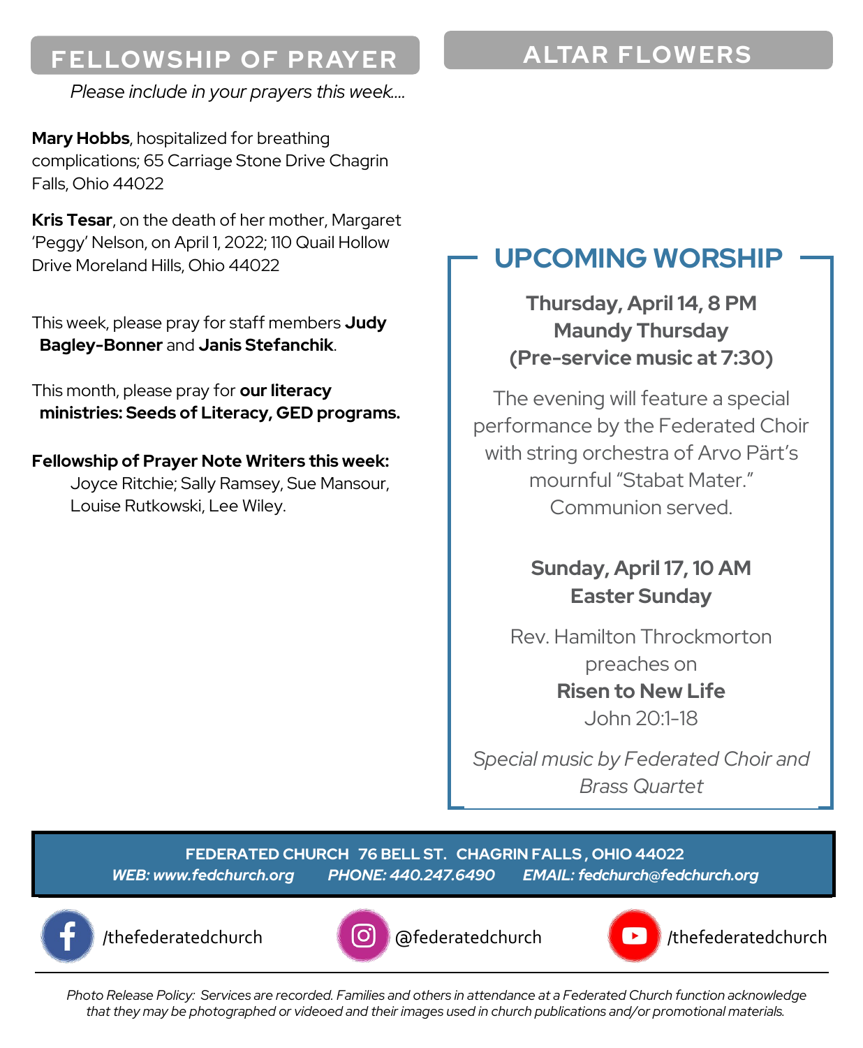## FELLOWSHIP OF PRAYER

*Please include in your prayers this week….*

**Mary Hobbs**, hospitalized for breathing complications; 65 Carriage Stone Drive Chagrin Falls, Ohio 44022

**Kris Tesar**, on the death of her mother, Margaret 'Peggy' Nelson, on April 1, 2022; 110 Quail Hollow Drive Moreland Hills, Ohio 44022

This week, please pray for staff members **Judy Bagley-Bonner** and **Janis Stefanchik**.

This month, please pray for **our literacy ministries: Seeds of Literacy, GED programs.**

**Fellowship of Prayer Note Writers this week:**
Joyce Ritchie; Sally Ramsey, Sue Mansour, Louise Rutkowski, Lee Wiley.

## ALTAR FLOWERS

## UPCOMING WORSHIP

**Thursday, April 14, 8 PM**
**Maundy Thursday**
**(Pre-service music at 7:30)**

The evening will feature a special performance by the Federated Choir with string orchestra of Arvo Pärt's mournful "Stabat Mater." Communion served.

**Sunday, April 17, 10 AM**
**Easter Sunday**

Rev. Hamilton Throckmorton preaches on
**Risen to New Life**
John 20:1-18

*Special music by Federated Choir and Brass Quartet*

**FEDERATED CHURCH 76 BELL ST. CHAGRIN FALLS, OHIO 44022**
***WEB: www.fedchurch.org PHONE: 440.247.6490 EMAIL: fedchurch@fedchurch.org***

/thefederatedchurch @federatedchurch /thefederatedchurch

*Photo Release Policy: Services are recorded. Families and others in attendance at a Federated Church function acknowledge that they may be photographed or videoed and their images used in church publications and/or promotional materials.*